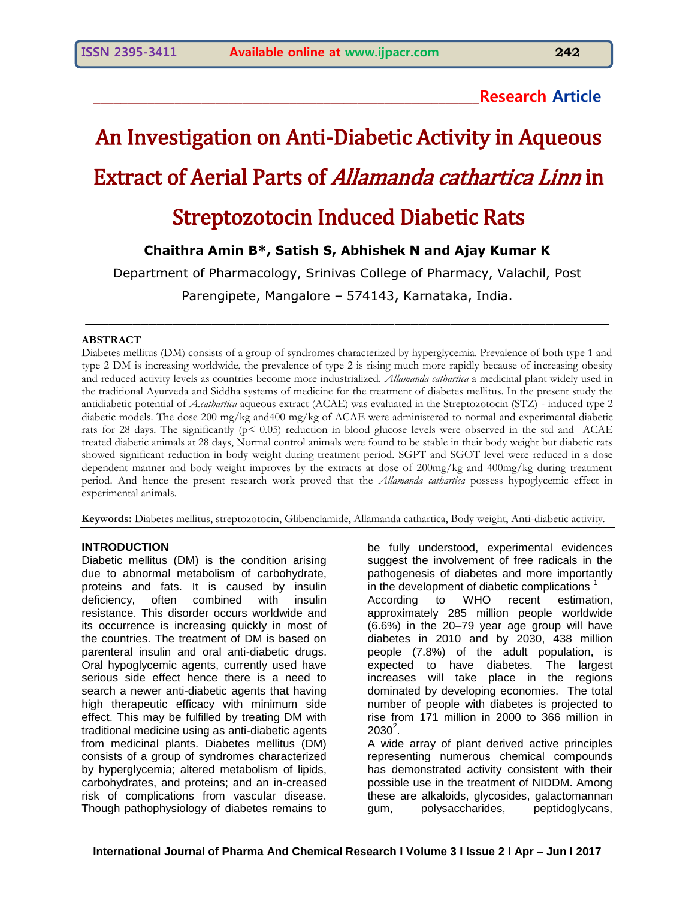Research Article

# An Investigation on Anti-Diabetic Activity in Aqueous Extract of Aerial Parts of *Allamanda cathartica Linn* in Streptozotocin Induced Diabetic Rats

**Chaithra Amin B\*, Satish S, Abhishek N and Ajay Kumar K**

Department of Pharmacology, Srinivas College of Pharmacy, Valachil, Post Parengipete, Mangalore – 574143, Karnataka, India.

## ABSTRACT

Diabetes mellitus (DM) consists of a group of syndromes characterized by hyperglycemia. Prevalence of both type 1 and type 2 DM is increasing worldwide, the prevalence of type 2 is rising much more rapidly because of increasing obesity and reduced activity levels as countries become more industrialized. *Allamanda cathartica* a medicinal plant widely used in the traditional Ayurveda and Siddha systems of medicine for the treatment of diabetes mellitus. In the present study the antidiabetic potential of *A.cathartica* aqueous extract (ACAE) was evaluated in the Streptozotocin (STZ) - induced type 2 diabetic models. The dose 200 mg/kg and400 mg/kg of ACAE were administered to normal and experimental diabetic rats for 28 days. The significantly ($p < 0.05$) reduction in blood glucose levels were observed in the std and ACAE treated diabetic animals at 28 days, Normal control animals were found to be stable in their body weight but diabetic rats showed significant reduction in body weight during treatment period. SGPT and SGOT level were reduced in a dose dependent manner and body weight improves by the extracts at dose of 200mg/kg and 400mg/kg during treatment period. And hence the present research work proved that the *Allamanda cathartica* possess hypoglycemic effect in experimental animals.

**Keywords:** Diabetes mellitus, streptozotocin, Glibenclamide, Allamanda cathartica, Body weight, Anti-diabetic activity.

## INTRODUCTION

Diabetic mellitus (DM) is the condition arising due to abnormal metabolism of carbohydrate, proteins and fats. It is caused by insulin deficiency, often combined with insulin resistance. This disorder occurs worldwide and its occurrence is increasing quickly in most of the countries. The treatment of DM is based on parenteral insulin and oral anti-diabetic drugs. Oral hypoglycemic agents, currently used have serious side effect hence there is a need to search a newer anti-diabetic agents that having high therapeutic efficacy with minimum side effect. This may be fulfilled by treating DM with traditional medicine using as anti-diabetic agents from medicinal plants. Diabetes mellitus (DM) consists of a group of syndromes characterized by hyperglycemia; altered metabolism of lipids, carbohydrates, and proteins; and an in-creased risk of complications from vascular disease. Though pathophysiology of diabetes remains to be fully understood, experimental evidences suggest the involvement of free radicals in the pathogenesis of diabetes and more importantly in the development of diabetic complications [1]

According to WHO recent estimation, approximately 285 million people worldwide (6.6%) in the 20–79 year age group will have diabetes in 2010 and by 2030, 438 million people (7.8%) of the adult population, is expected to have diabetes. The largest increases will take place in the regions dominated by developing economies. The total number of people with diabetes is projected to rise from 171 million in 2000 to 366 million in 2030[2].

A wide array of plant derived active principles representing numerous chemical compounds has demonstrated activity consistent with their possible use in the treatment of NIDDM. Among these are alkaloids, glycosides, galactomannan gum, polysaccharides, peptidoglycans,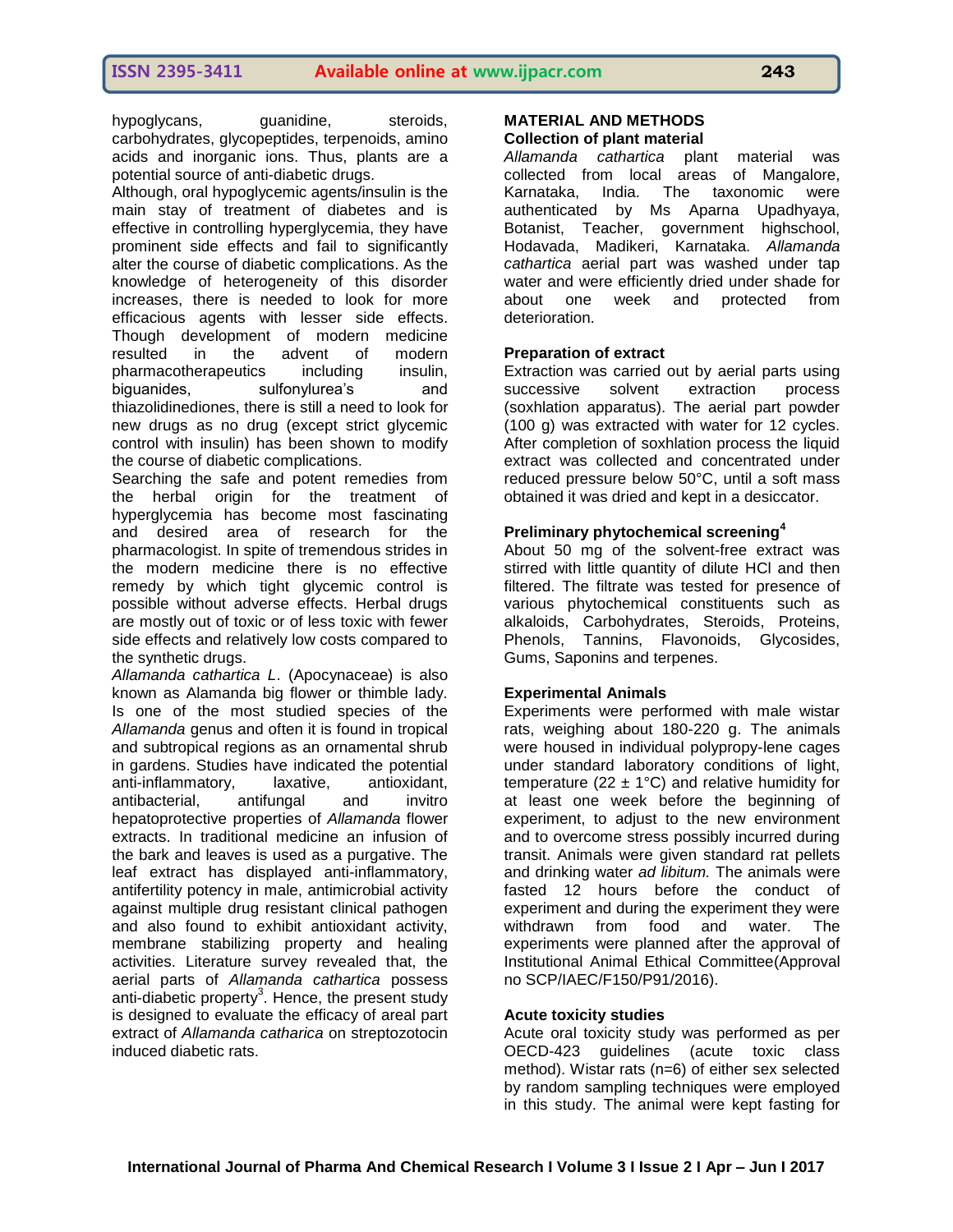hypoglycans, guanidine, steroids, carbohydrates, glycopeptides, terpenoids, amino acids and inorganic ions. Thus, plants are a potential source of anti-diabetic drugs.

Although, oral hypoglycemic agents/insulin is the main stay of treatment of diabetes and is effective in controlling hyperglycemia, they have prominent side effects and fail to significantly alter the course of diabetic complications. As the knowledge of heterogeneity of this disorder increases, there is needed to look for more efficacious agents with lesser side effects. Though development of modern medicine resulted in the advent of modern pharmacotherapeutics including insulin, biguanides, sulfonylurea's and thiazolidinediones, there is still a need to look for new drugs as no drug (except strict glycemic control with insulin) has been shown to modify the course of diabetic complications.

Searching the safe and potent remedies from the herbal origin for the treatment of hyperglycemia has become most fascinating and desired area of research for the pharmacologist. In spite of tremendous strides in the modern medicine there is no effective remedy by which tight glycemic control is possible without adverse effects. Herbal drugs are mostly out of toxic or of less toxic with fewer side effects and relatively low costs compared to the synthetic drugs.

*Allamanda cathartica L*. (Apocynaceae) is also known as Alamanda big flower or thimble lady. Is one of the most studied species of the *Allamanda* genus and often it is found in tropical and subtropical regions as an ornamental shrub in gardens. Studies have indicated the potential anti-inflammatory, laxative, antioxidant, antibacterial, antifungal and invitro hepatoprotective properties of *Allamanda* flower extracts. In traditional medicine an infusion of the bark and leaves is used as a purgative. The leaf extract has displayed anti-inflammatory, antifertility potency in male, antimicrobial activity against multiple drug resistant clinical pathogen and also found to exhibit antioxidant activity, membrane stabilizing property and healing activities. Literature survey revealed that, the aerial parts of *Allamanda cathartica* possess anti-diabetic property[3]. Hence, the present study is designed to evaluate the efficacy of areal part extract of *Allamanda catharica* on streptozotocin induced diabetic rats.

## MATERIAL AND METHODS

### Collection of plant material

*Allamanda cathartica* plant material was collected from local areas of Mangalore, Karnataka, India. The taxonomic were authenticated by Ms Aparna Upadhyaya, Botanist, Teacher, government highschool, Hodavada, Madikeri, Karnataka. *Allamanda cathartica* aerial part was washed under tap water and were efficiently dried under shade for about one week and protected from deterioration.

### Preparation of extract

Extraction was carried out by aerial parts using successive solvent extraction process (soxhlation apparatus). The aerial part powder (100 g) was extracted with water for 12 cycles. After completion of soxhlation process the liquid extract was collected and concentrated under reduced pressure below 50°C, until a soft mass obtained it was dried and kept in a desiccator.

### Preliminary phytochemical screening[4]

About 50 mg of the solvent-free extract was stirred with little quantity of dilute HCl and then filtered. The filtrate was tested for presence of various phytochemical constituents such as alkaloids, Carbohydrates, Steroids, Proteins, Phenols, Tannins, Flavonoids, Glycosides, Gums, Saponins and terpenes.

### Experimental Animals

Experiments were performed with male wistar rats, weighing about 180-220 g. The animals were housed in individual polypropy-lene cages under standard laboratory conditions of light, temperature (22 ± 1°C) and relative humidity for at least one week before the beginning of experiment, to adjust to the new environment and to overcome stress possibly incurred during transit. Animals were given standard rat pellets and drinking water *ad libitum.* The animals were fasted 12 hours before the conduct of experiment and during the experiment they were withdrawn from food and water. The experiments were planned after the approval of Institutional Animal Ethical Committee(Approval no SCP/IAEC/F150/P91/2016).

### Acute toxicity studies

Acute oral toxicity study was performed as per OECD-423 guidelines (acute toxic class method). Wistar rats (n=6) of either sex selected by random sampling techniques were employed in this study. The animal were kept fasting for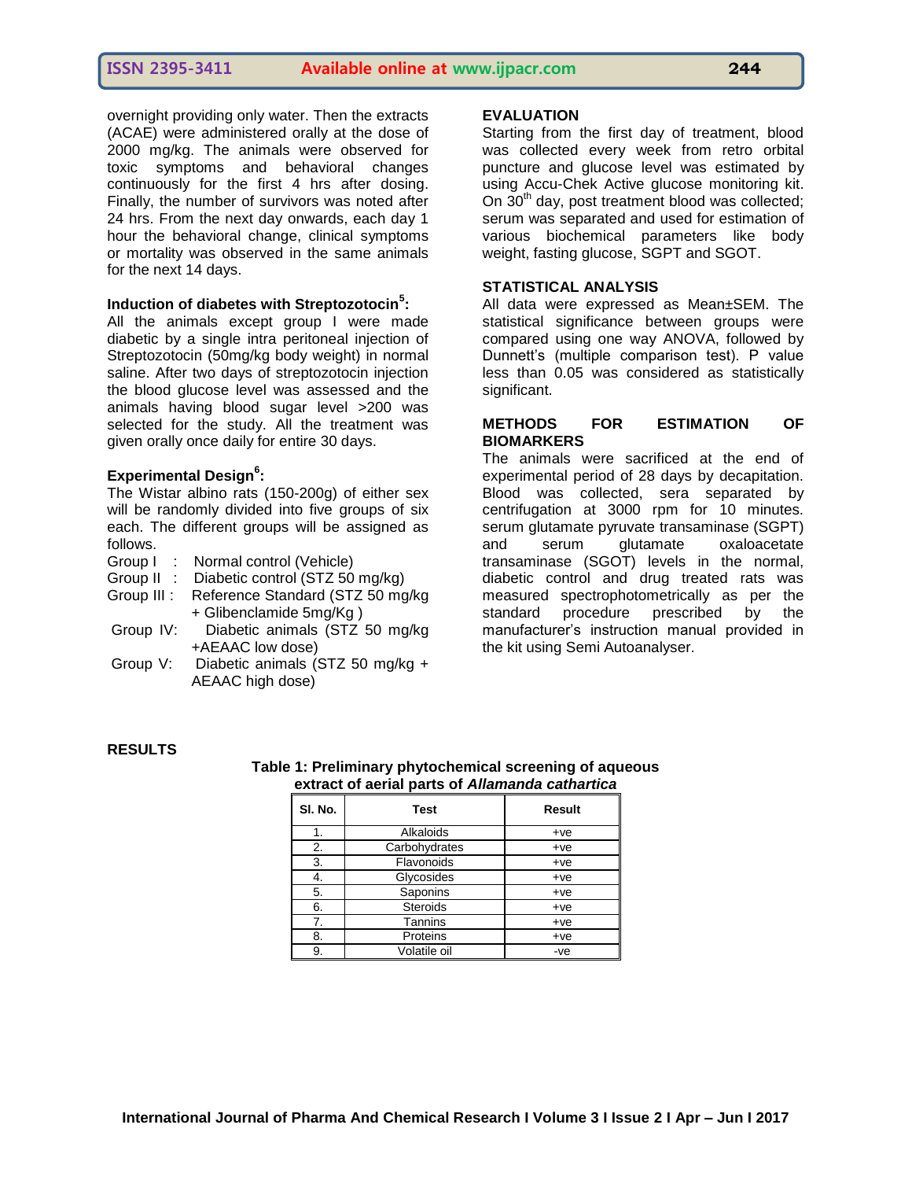overnight providing only water. Then the extracts (ACAE) were administered orally at the dose of 2000 mg/kg. The animals were observed for toxic symptoms and behavioral changes continuously for the first 4 hrs after dosing. Finally, the number of survivors was noted after 24 hrs. From the next day onwards, each day 1 hour the behavioral change, clinical symptoms or mortality was observed in the same animals for the next 14 days.

### Induction of diabetes with Streptozotocin[5]:

All the animals except group I were made diabetic by a single intra peritoneal injection of Streptozotocin (50mg/kg body weight) in normal saline. After two days of streptozotocin injection the blood glucose level was assessed and the animals having blood sugar level >200 was selected for the study. All the treatment was given orally once daily for entire 30 days.

### Experimental Design[6]:

The Wistar albino rats (150-200g) of either sex will be randomly divided into five groups of six each. The different groups will be assigned as follows.

- Group I : Normal control (Vehicle)
- Group II : Diabetic control (STZ 50 mg/kg)
- Group III : Reference Standard (STZ 50 mg/kg + Glibenclamide 5mg/Kg )
- Group IV: Diabetic animals (STZ 50 mg/kg +AEAAC low dose)
- Group V: Diabetic animals (STZ 50 mg/kg + AEAAC high dose)

### EVALUATION

Starting from the first day of treatment, blood was collected every week from retro orbital puncture and glucose level was estimated by using Accu-Chek Active glucose monitoring kit. On 30$^{th}$ day, post treatment blood was collected; serum was separated and used for estimation of various biochemical parameters like body weight, fasting glucose, SGPT and SGOT.

### STATISTICAL ANALYSIS

All data were expressed as Mean±SEM. The statistical significance between groups were compared using one way ANOVA, followed by Dunnett's (multiple comparison test). P value less than 0.05 was considered as statistically significant.

### METHODS FOR ESTIMATION OF BIOMARKERS

The animals were sacrificed at the end of experimental period of 28 days by decapitation. Blood was collected, sera separated by centrifugation at 3000 rpm for 10 minutes. serum glutamate pyruvate transaminase (SGPT) and serum glutamate oxaloacetate transaminase (SGOT) levels in the normal, diabetic control and drug treated rats was measured spectrophotometrically as per the standard procedure prescribed by the manufacturer's instruction manual provided in the kit using Semi Autoanalyser.

## RESULTS

**Table 1: Preliminary phytochemical screening of aqueous extract of aerial parts of *Allamanda cathartica***

| Sl. No. | Test | Result |
|---|---|---|
| 1. | Alkaloids | +ve |
| 2. | Carbohydrates | +ve |
| 3. | Flavonoids | +ve |
| 4. | Glycosides | +ve |
| 5. | Saponins | +ve |
| 6. | Steroids | +ve |
| 7. | Tannins | +ve |
| 8. | Proteins | +ve |
| 9. | Volatile oil | -ve |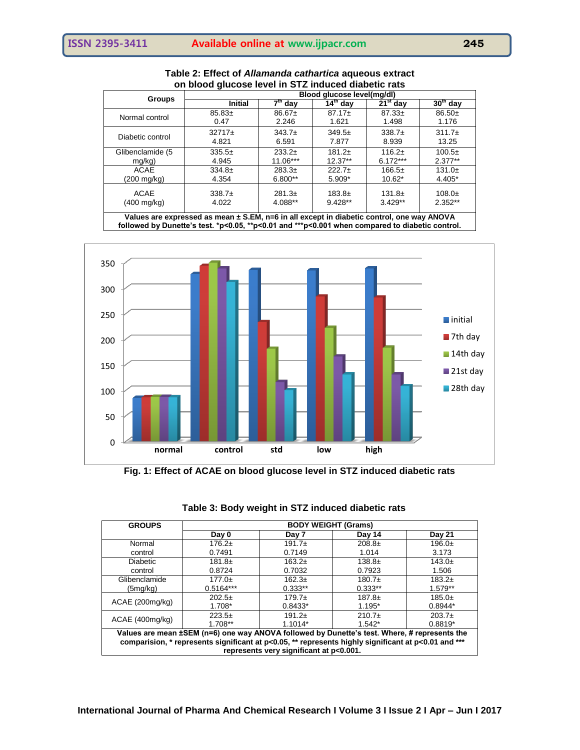**Table 2: Effect of *Allamanda cathartica* aqueous extract on blood glucose level in STZ induced diabetic rats**

| Groups | Blood glucose level(mg/dl) | | | | |
|---|---|---|---|---|---|
| | Initial | 7th day | 14th day | 21st day | 30th day |
| Normal control | 85.83± 0.47 | 86.67± 2.246 | 87.17± 1.621 | 87.33± 1.498 | 86.50± 1.176 |
| Diabetic control | 32717± 4.821 | 343.7± 6.591 | 349.5± 7.877 | 338.7± 8.939 | 311.7± 13.25 |
| Glibenclamide (5 mg/kg) | 335.5± 4.945 | 233.2± 11.06*** | 181.2± 12.37** | 116.2± 6.172*** | 100.5± 2.377** |
| ACAE (200 mg/kg) | 334.8± 4.354 | 283.3± 6.800** | 222.7± 5.909* | 166.5± 10.62* | 131.0± 4.405* |
| ACAE (400 mg/kg) | 338.7± 4.022 | 281.3± 4.088** | 183.8± 9.428** | 131.8± 3.429** | 108.0± 2.352** |

**Values are expressed as mean ± S.EM, n=6 in all except in diabetic control, one way ANOVA followed by Dunette's test. *p<0.05, **p<0.01 and ***p<0.001 when compared to diabetic control.**

**Fig. 1: Effect of ACAE on blood glucose level in STZ induced diabetic rats**

**Table 3: Body weight in STZ induced diabetic rats**

| GROUPS | BODY WEIGHT (Grams) | | | |
|---|---|---|---|---|
| | Day 0 | Day 7 | Day 14 | Day 21 |
| Normal control | 176.2± 0.7491 | 191.7± 0.7149 | 208.8± 1.014 | 196.0± 3.173 |
| Diabetic control | 181.8± 0.8724 | 163.2± 0.7032 | 138.8± 0.7923 | 143.0± 1.506 |
| Glibenclamide (5mg/kg) | 177.0± 0.5164*** | 162.3± 0.333** | 180.7± 0.333** | 183.2± 1.579** |
| ACAE (200mg/kg) | 202.5± 1.708* | 179.7± 0.8433* | 187.8± 1.195* | 185.0± 0.8944* |
| ACAE (400mg/kg) | 223.5± 1.708** | 191.2± 1.1014* | 210.7± 1.542* | 203.7± 0.8819* |

**Values are mean ±SEM (n=6) one way ANOVA followed by Dunette's test. Where, # represents the comparision, * represents significant at p<0.05, ** represents highly significant at p<0.01 and *** represents very significant at p<0.001.**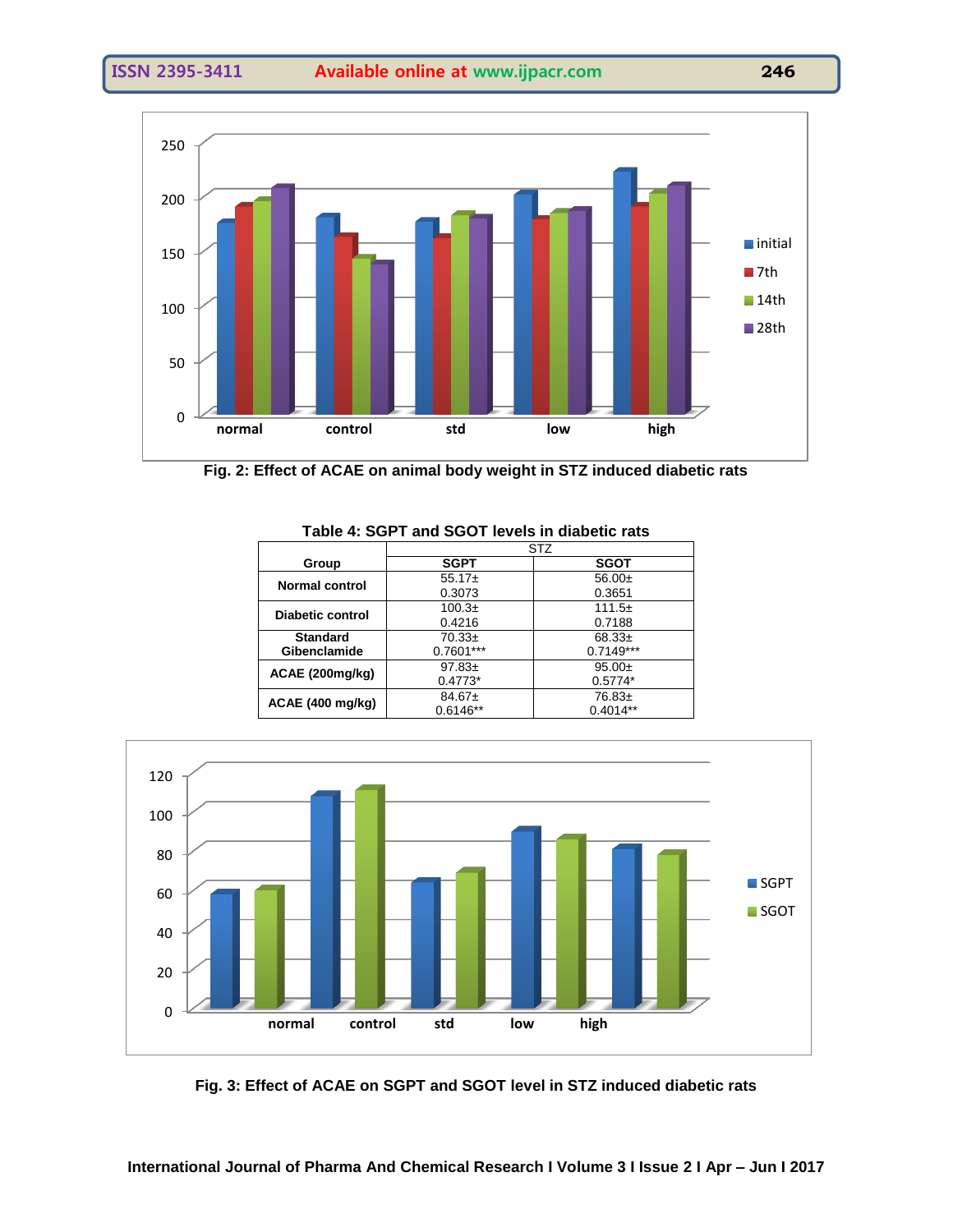Fig. 2: Effect of ACAE on animal body weight in STZ induced diabetic rats

**Table 4: SGPT and SGOT levels in diabetic rats**

| Group | STZ | |
|---|---|---|
| | **SGPT** | **SGOT** |
| **Normal control** | 55.17± 0.3073 | 56.00± 0.3651 |
| **Diabetic control** | 100.3± 0.4216 | 111.5± 0.7188 |
| **Standard Gibenclamide** | 70.33± 0.7601*** | 68.33± 0.7149*** |
| **ACAE (200mg/kg)** | 97.83± 0.4773* | 95.00± 0.5774* |
| **ACAE (400 mg/kg)** | 84.67± 0.6146** | 76.83± 0.4014** |

Fig. 3: Effect of ACAE on SGPT and SGOT level in STZ induced diabetic rats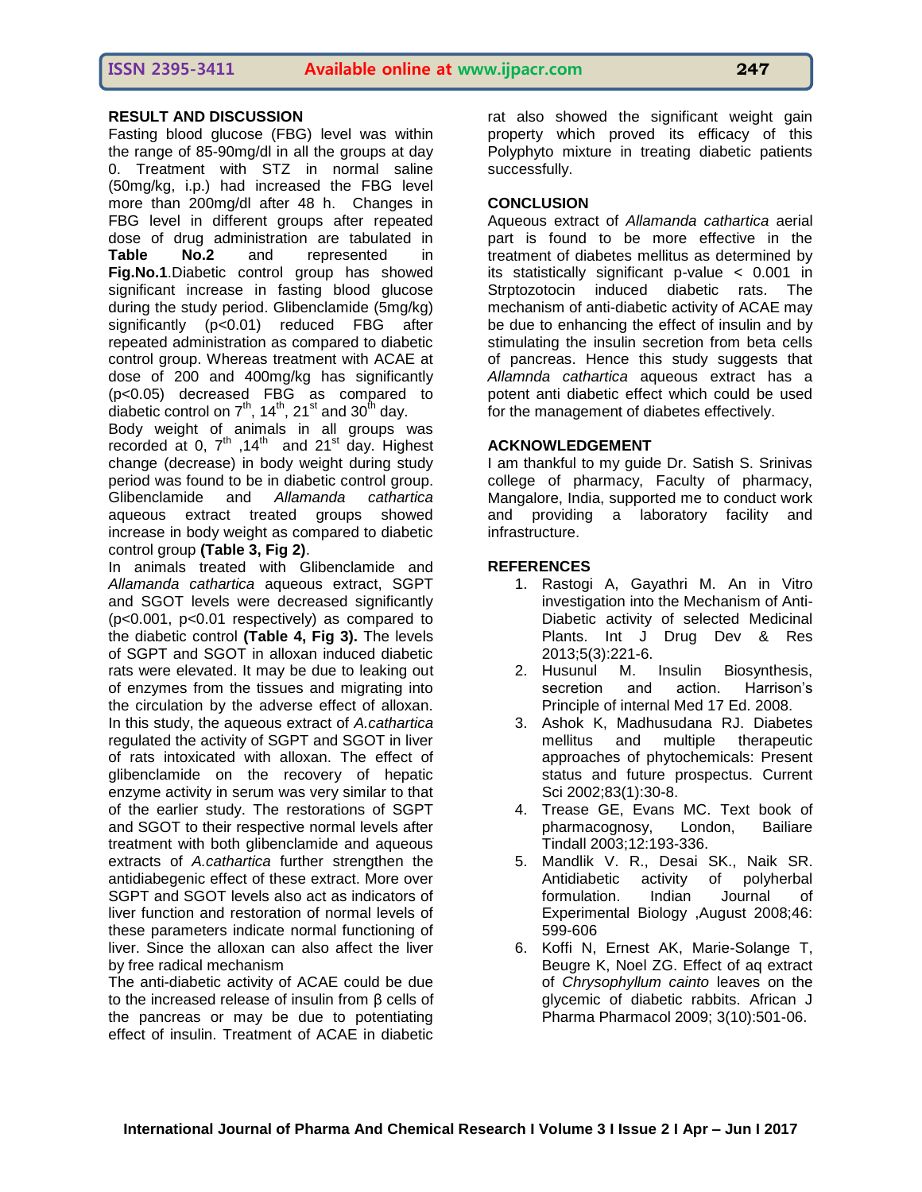## RESULT AND DISCUSSION

Fasting blood glucose (FBG) level was within the range of 85-90mg/dl in all the groups at day 0. Treatment with STZ in normal saline (50mg/kg, i.p.) had increased the FBG level more than 200mg/dl after 48 h. Changes in FBG level in different groups after repeated dose of drug administration are tabulated in **Table No.2** and represented in **Fig.No.1**.Diabetic control group has showed significant increase in fasting blood glucose during the study period. Glibenclamide (5mg/kg) significantly ($p<0.01$) reduced FBG after repeated administration as compared to diabetic control group. Whereas treatment with ACAE at dose of 200 and 400mg/kg has significantly ($p<0.05$) decreased FBG as compared to diabetic control on 7th, 14th, 21st and 30th day.

Body weight of animals in all groups was recorded at 0, 7th ,14th and 21st day. Highest change (decrease) in body weight during study period was found to be in diabetic control group. Glibenclamide and *Allamanda cathartica* aqueous extract treated groups showed increase in body weight as compared to diabetic control group **(Table 3, Fig 2)**.

In animals treated with Glibenclamide and *Allamanda cathartica* aqueous extract, SGPT and SGOT levels were decreased significantly ($p<0.001$, $p<0.01$ respectively) as compared to the diabetic control **(Table 4, Fig 3).** The levels of SGPT and SGOT in alloxan induced diabetic rats were elevated. It may be due to leaking out of enzymes from the tissues and migrating into the circulation by the adverse effect of alloxan. In this study, the aqueous extract of *A.cathartica* regulated the activity of SGPT and SGOT in liver of rats intoxicated with alloxan. The effect of glibenclamide on the recovery of hepatic enzyme activity in serum was very similar to that of the earlier study. The restorations of SGPT and SGOT to their respective normal levels after treatment with both glibenclamide and aqueous extracts of *A.cathartica* further strengthen the antidiabegenic effect of these extract. More over SGPT and SGOT levels also act as indicators of liver function and restoration of normal levels of these parameters indicate normal functioning of liver. Since the alloxan can also affect the liver by free radical mechanism

The anti-diabetic activity of ACAE could be due to the increased release of insulin from β cells of the pancreas or may be due to potentiating effect of insulin. Treatment of ACAE in diabetic rat also showed the significant weight gain property which proved its efficacy of this Polyphyto mixture in treating diabetic patients successfully.

## CONCLUSION

Aqueous extract of *Allamanda cathartica* aerial part is found to be more effective in the treatment of diabetes mellitus as determined by its statistically significant p-value < 0.001 in Strptozotocin induced diabetic rats. The mechanism of anti-diabetic activity of ACAE may be due to enhancing the effect of insulin and by stimulating the insulin secretion from beta cells of pancreas. Hence this study suggests that *Allamnda cathartica* aqueous extract has a potent anti diabetic effect which could be used for the management of diabetes effectively.

## ACKNOWLEDGEMENT

I am thankful to my guide Dr. Satish S. Srinivas college of pharmacy, Faculty of pharmacy, Mangalore, India, supported me to conduct work and providing a laboratory facility and infrastructure.

## REFERENCES

1. Rastogi A, Gayathri M. An in Vitro investigation into the Mechanism of Anti-Diabetic activity of selected Medicinal Plants. Int J Drug Dev & Res 2013;5(3):221-6.
2. Husunul M. Insulin Biosynthesis, secretion and action. Harrison's Principle of internal Med 17 Ed. 2008.
3. Ashok K, Madhusudana RJ. Diabetes mellitus and multiple therapeutic approaches of phytochemicals: Present status and future prospectus. Current Sci 2002;83(1):30-8.
4. Trease GE, Evans MC. Text book of pharmacognosy, London, Bailiare Tindall 2003;12:193-336.
5. Mandlik V. R., Desai SK., Naik SR. Antidiabetic activity of polyherbal formulation. Indian Journal of Experimental Biology ,August 2008;46: 599-606
6. Koffi N, Ernest AK, Marie-Solange T, Beugre K, Noel ZG. Effect of aq extract of *Chrysophyllum cainto* leaves on the glycemic of diabetic rabbits. African J Pharma Pharmacol 2009; 3(10):501-06.